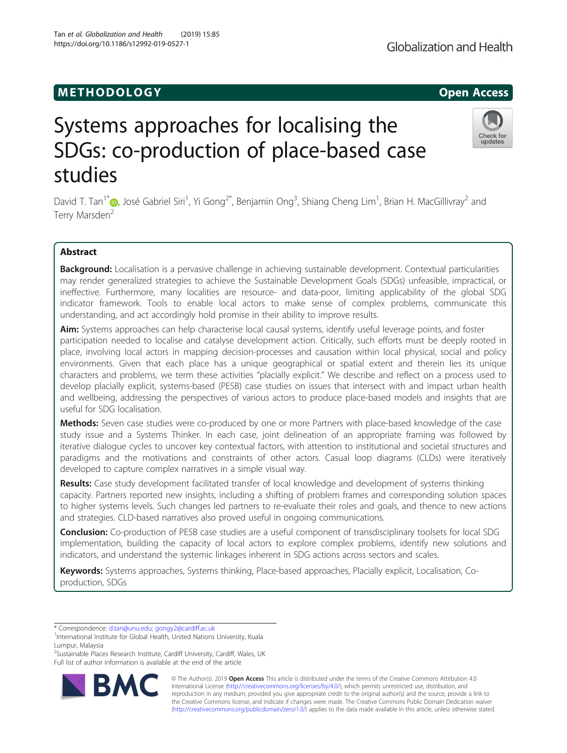METHODOLOGY

Open Access

# Systems approaches for localising the SDGs: co-production of place-based case studies

David T. Tan[1*], José Gabriel Siri[1], Yi Gong[2*], Benjamin Ong[3], Shiang Cheng Lim[1], Brian H. MacGillivray[2] and Terry Marsden[2]

## Abstract

**Background:** Localisation is a pervasive challenge in achieving sustainable development. Contextual particularities may render generalized strategies to achieve the Sustainable Development Goals (SDGs) unfeasible, impractical, or ineffective. Furthermore, many localities are resource- and data-poor, limiting applicability of the global SDG indicator framework. Tools to enable local actors to make sense of complex problems, communicate this understanding, and act accordingly hold promise in their ability to improve results.

**Aim:** Systems approaches can help characterise local causal systems, identify useful leverage points, and foster participation needed to localise and catalyse development action. Critically, such efforts must be deeply rooted in place, involving local actors in mapping decision-processes and causation within local physical, social and policy environments. Given that each place has a unique geographical or spatial extent and therein lies its unique characters and problems, we term these activities "placially explicit." We describe and reflect on a process used to develop placially explicit, systems-based (PESB) case studies on issues that intersect with and impact urban health and wellbeing, addressing the perspectives of various actors to produce place-based models and insights that are useful for SDG localisation.

**Methods:** Seven case studies were co-produced by one or more Partners with place-based knowledge of the case study issue and a Systems Thinker. In each case, joint delineation of an appropriate framing was followed by iterative dialogue cycles to uncover key contextual factors, with attention to institutional and societal structures and paradigms and the motivations and constraints of other actors. Casual loop diagrams (CLDs) were iteratively developed to capture complex narratives in a simple visual way.

**Results:** Case study development facilitated transfer of local knowledge and development of systems thinking capacity. Partners reported new insights, including a shifting of problem frames and corresponding solution spaces to higher systems levels. Such changes led partners to re-evaluate their roles and goals, and thence to new actions and strategies. CLD-based narratives also proved useful in ongoing communications.

**Conclusion:** Co-production of PESB case studies are a useful component of transdisciplinary toolsets for local SDG implementation, building the capacity of local actors to explore complex problems, identify new solutions and indicators, and understand the systemic linkages inherent in SDG actions across sectors and scales.

**Keywords:** Systems approaches, Systems thinking, Place-based approaches, Placially explicit, Localisation, Co-production, SDGs

---

* Correspondence: d.tan@unu.edu; gongy2@cardiff.ac.uk

[1]International Institute for Global Health, United Nations University, Kuala Lumpur, Malaysia

[2]Sustainable Places Research Institute, Cardiff University, Cardiff, Wales, UK

Full list of author information is available at the end of the article

© The Author(s). 2019 **Open Access** This article is distributed under the terms of the Creative Commons Attribution 4.0 International License (http://creativecommons.org/licenses/by/4.0/), which permits unrestricted use, distribution, and reproduction in any medium, provided you give appropriate credit to the original author(s) and the source, provide a link to the Creative Commons license, and indicate if changes were made. The Creative Commons Public Domain Dedication waiver (http://creativecommons.org/publicdomain/zero/1.0/) applies to the data made available in this article, unless otherwise stated.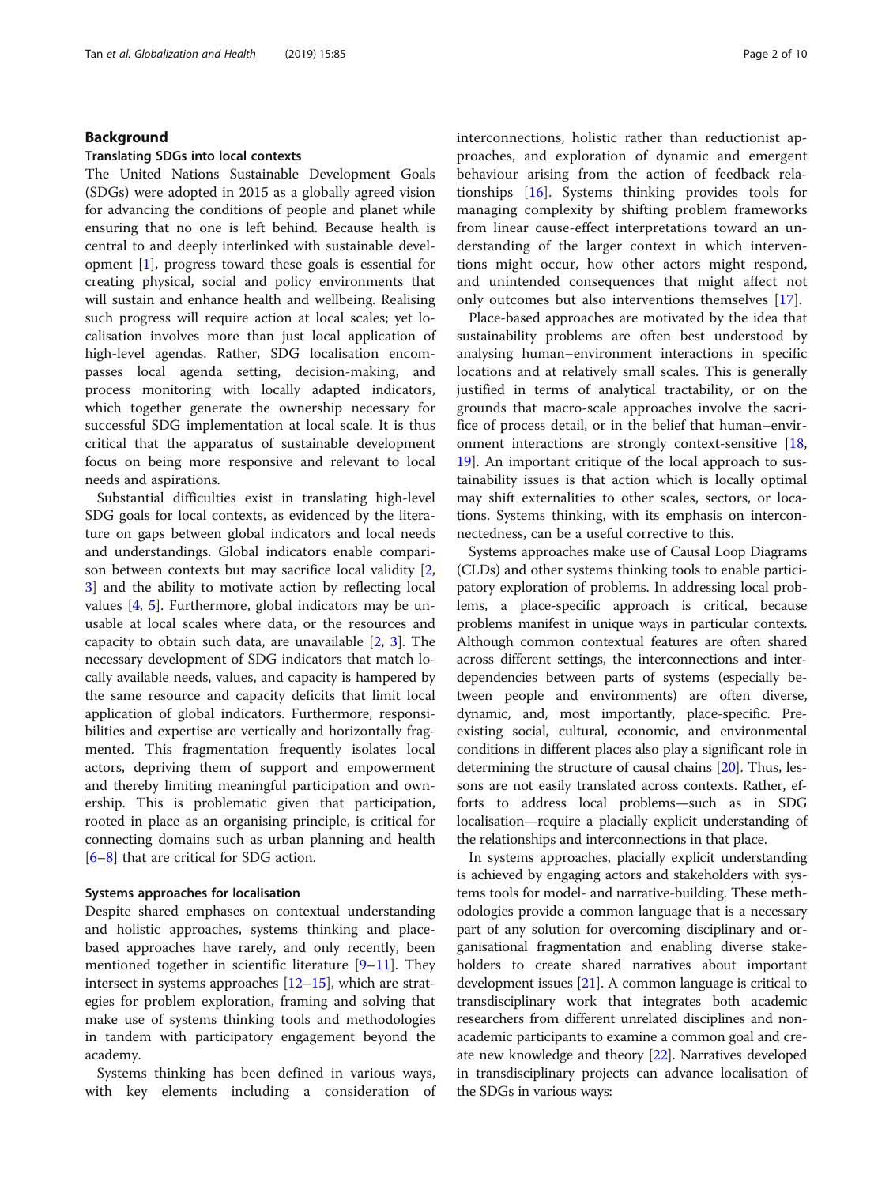## Background

### Translating SDGs into local contexts

The United Nations Sustainable Development Goals (SDGs) were adopted in 2015 as a globally agreed vision for advancing the conditions of people and planet while ensuring that no one is left behind. Because health is central to and deeply interlinked with sustainable development [1], progress toward these goals is essential for creating physical, social and policy environments that will sustain and enhance health and wellbeing. Realising such progress will require action at local scales; yet localisation involves more than just local application of high-level agendas. Rather, SDG localisation encompasses local agenda setting, decision-making, and process monitoring with locally adapted indicators, which together generate the ownership necessary for successful SDG implementation at local scale. It is thus critical that the apparatus of sustainable development focus on being more responsive and relevant to local needs and aspirations.

Substantial difficulties exist in translating high-level SDG goals for local contexts, as evidenced by the literature on gaps between global indicators and local needs and understandings. Global indicators enable comparison between contexts but may sacrifice local validity [2, 3] and the ability to motivate action by reflecting local values [4, 5]. Furthermore, global indicators may be unusable at local scales where data, or the resources and capacity to obtain such data, are unavailable [2, 3]. The necessary development of SDG indicators that match locally available needs, values, and capacity is hampered by the same resource and capacity deficits that limit local application of global indicators. Furthermore, responsibilities and expertise are vertically and horizontally fragmented. This fragmentation frequently isolates local actors, depriving them of support and empowerment and thereby limiting meaningful participation and ownership. This is problematic given that participation, rooted in place as an organising principle, is critical for connecting domains such as urban planning and health [6–8] that are critical for SDG action.

### Systems approaches for localisation

Despite shared emphases on contextual understanding and holistic approaches, systems thinking and place-based approaches have rarely, and only recently, been mentioned together in scientific literature [9–11]. They intersect in systems approaches [12–15], which are strategies for problem exploration, framing and solving that make use of systems thinking tools and methodologies in tandem with participatory engagement beyond the academy.

Systems thinking has been defined in various ways, with key elements including a consideration of interconnections, holistic rather than reductionist approaches, and exploration of dynamic and emergent behaviour arising from the action of feedback relationships [16]. Systems thinking provides tools for managing complexity by shifting problem frameworks from linear cause-effect interpretations toward an understanding of the larger context in which interventions might occur, how other actors might respond, and unintended consequences that might affect not only outcomes but also interventions themselves [17].

Place-based approaches are motivated by the idea that sustainability problems are often best understood by analysing human–environment interactions in specific locations and at relatively small scales. This is generally justified in terms of analytical tractability, or on the grounds that macro-scale approaches involve the sacrifice of process detail, or in the belief that human–environment interactions are strongly context-sensitive [18, 19]. An important critique of the local approach to sustainability issues is that action which is locally optimal may shift externalities to other scales, sectors, or locations. Systems thinking, with its emphasis on interconnectedness, can be a useful corrective to this.

Systems approaches make use of Causal Loop Diagrams (CLDs) and other systems thinking tools to enable participatory exploration of problems. In addressing local problems, a place-specific approach is critical, because problems manifest in unique ways in particular contexts. Although common contextual features are often shared across different settings, the interconnections and interdependencies between parts of systems (especially between people and environments) are often diverse, dynamic, and, most importantly, place-specific. Pre-existing social, cultural, economic, and environmental conditions in different places also play a significant role in determining the structure of causal chains [20]. Thus, lessons are not easily translated across contexts. Rather, efforts to address local problems—such as in SDG localisation—require a placially explicit understanding of the relationships and interconnections in that place.

In systems approaches, placially explicit understanding is achieved by engaging actors and stakeholders with systems tools for model- and narrative-building. These methodologies provide a common language that is a necessary part of any solution for overcoming disciplinary and organisational fragmentation and enabling diverse stakeholders to create shared narratives about important development issues [21]. A common language is critical to transdisciplinary work that integrates both academic researchers from different unrelated disciplines and non-academic participants to examine a common goal and create new knowledge and theory [22]. Narratives developed in transdisciplinary projects can advance localisation of the SDGs in various ways: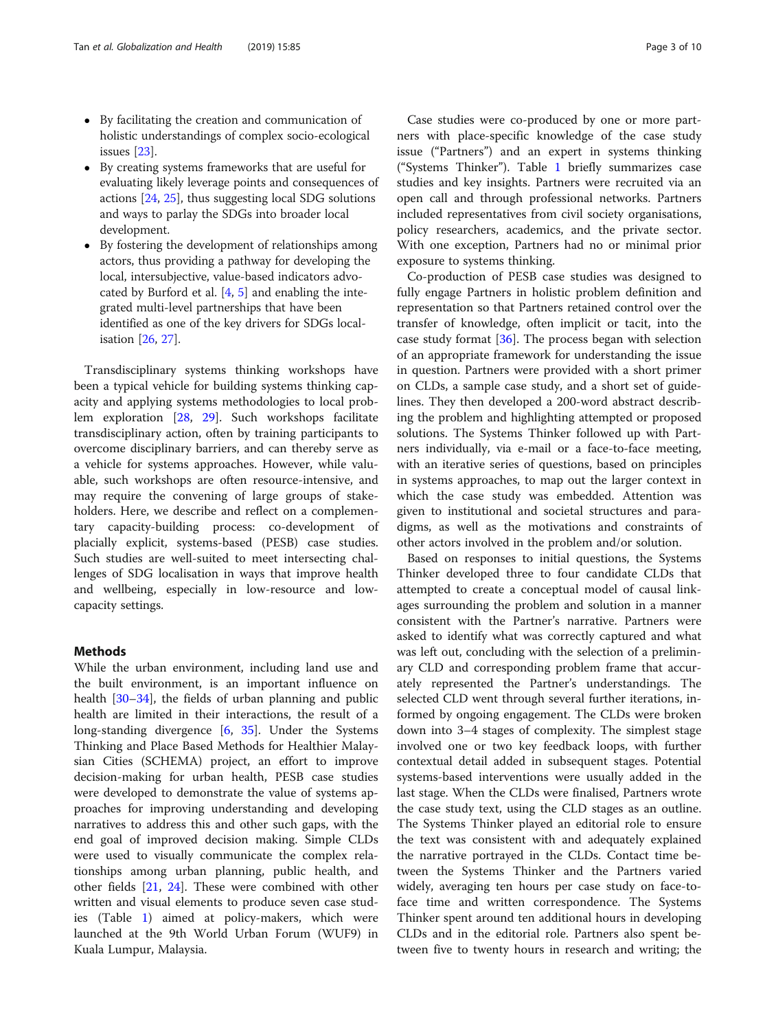- By facilitating the creation and communication of holistic understandings of complex socio-ecological issues [23].
- By creating systems frameworks that are useful for evaluating likely leverage points and consequences of actions [24, 25], thus suggesting local SDG solutions and ways to parlay the SDGs into broader local development.
- By fostering the development of relationships among actors, thus providing a pathway for developing the local, intersubjective, value-based indicators advocated by Burford et al. [4, 5] and enabling the integrated multi-level partnerships that have been identified as one of the key drivers for SDGs localisation [26, 27].

Transdisciplinary systems thinking workshops have been a typical vehicle for building systems thinking capacity and applying systems methodologies to local problem exploration [28, 29]. Such workshops facilitate transdisciplinary action, often by training participants to overcome disciplinary barriers, and can thereby serve as a vehicle for systems approaches. However, while valuable, such workshops are often resource-intensive, and may require the convening of large groups of stakeholders. Here, we describe and reflect on a complementary capacity-building process: co-development of placially explicit, systems-based (PESB) case studies. Such studies are well-suited to meet intersecting challenges of SDG localisation in ways that improve health and wellbeing, especially in low-resource and low-capacity settings.

## Methods

While the urban environment, including land use and the built environment, is an important influence on health [30–34], the fields of urban planning and public health are limited in their interactions, the result of a long-standing divergence [6, 35]. Under the Systems Thinking and Place Based Methods for Healthier Malaysian Cities (SCHEMA) project, an effort to improve decision-making for urban health, PESB case studies were developed to demonstrate the value of systems approaches for improving understanding and developing narratives to address this and other such gaps, with the end goal of improved decision making. Simple CLDs were used to visually communicate the complex relationships among urban planning, public health, and other fields [21, 24]. These were combined with other written and visual elements to produce seven case studies (Table 1) aimed at policy-makers, which were launched at the 9th World Urban Forum (WUF9) in Kuala Lumpur, Malaysia.

Case studies were co-produced by one or more partners with place-specific knowledge of the case study issue ("Partners") and an expert in systems thinking ("Systems Thinker"). Table 1 briefly summarizes case studies and key insights. Partners were recruited via an open call and through professional networks. Partners included representatives from civil society organisations, policy researchers, academics, and the private sector. With one exception, Partners had no or minimal prior exposure to systems thinking.

Co-production of PESB case studies was designed to fully engage Partners in holistic problem definition and representation so that Partners retained control over the transfer of knowledge, often implicit or tacit, into the case study format [36]. The process began with selection of an appropriate framework for understanding the issue in question. Partners were provided with a short primer on CLDs, a sample case study, and a short set of guidelines. They then developed a 200-word abstract describing the problem and highlighting attempted or proposed solutions. The Systems Thinker followed up with Partners individually, via e-mail or a face-to-face meeting, with an iterative series of questions, based on principles in systems approaches, to map out the larger context in which the case study was embedded. Attention was given to institutional and societal structures and paradigms, as well as the motivations and constraints of other actors involved in the problem and/or solution.

Based on responses to initial questions, the Systems Thinker developed three to four candidate CLDs that attempted to create a conceptual model of causal linkages surrounding the problem and solution in a manner consistent with the Partner's narrative. Partners were asked to identify what was correctly captured and what was left out, concluding with the selection of a preliminary CLD and corresponding problem frame that accurately represented the Partner's understandings. The selected CLD went through several further iterations, informed by ongoing engagement. The CLDs were broken down into 3–4 stages of complexity. The simplest stage involved one or two key feedback loops, with further contextual detail added in subsequent stages. Potential systems-based interventions were usually added in the last stage. When the CLDs were finalised, Partners wrote the case study text, using the CLD stages as an outline. The Systems Thinker played an editorial role to ensure the text was consistent with and adequately explained the narrative portrayed in the CLDs. Contact time between the Systems Thinker and the Partners varied widely, averaging ten hours per case study on face-to-face time and written correspondence. The Systems Thinker spent around ten additional hours in developing CLDs and in the editorial role. Partners also spent between five to twenty hours in research and writing; the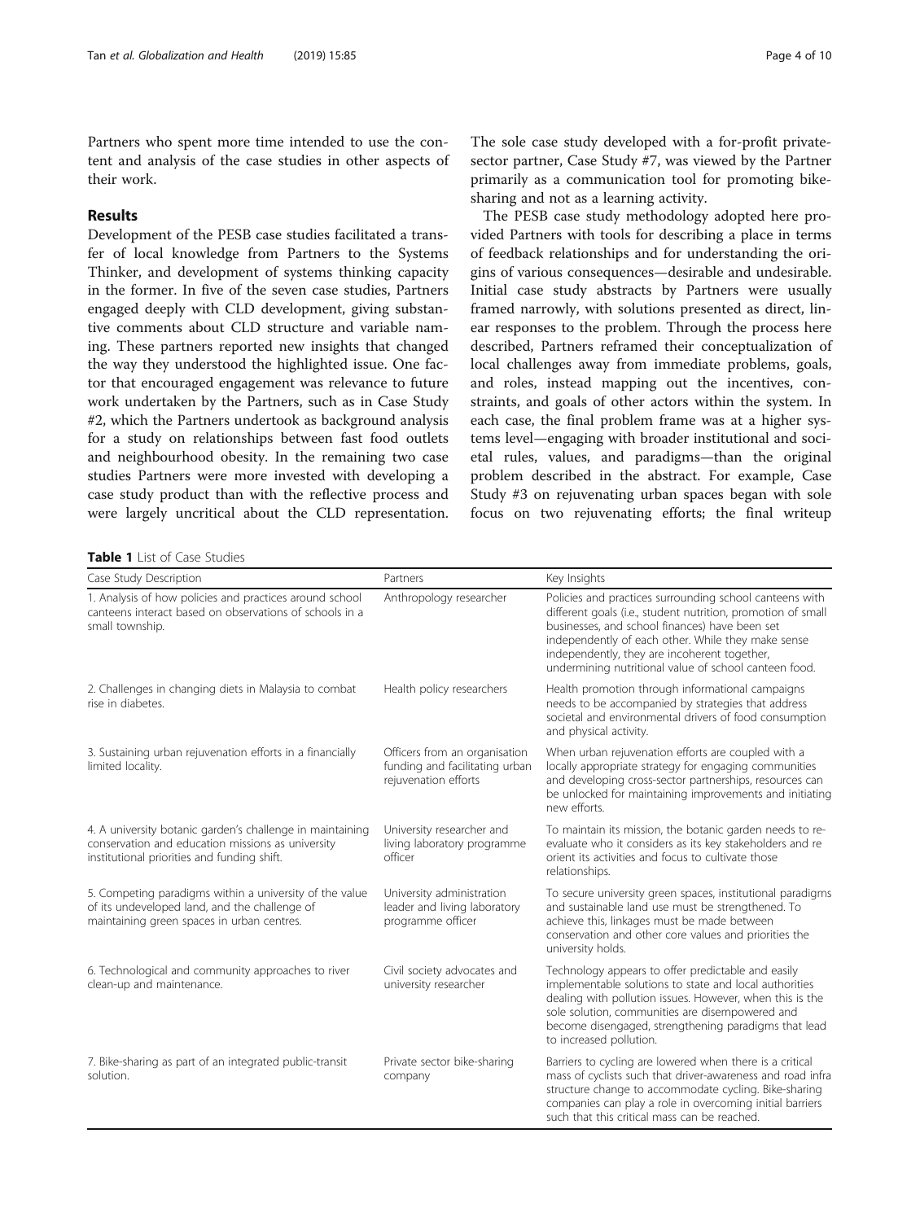Partners who spent more time intended to use the content and analysis of the case studies in other aspects of their work.

## Results

Development of the PESB case studies facilitated a transfer of local knowledge from Partners to the Systems Thinker, and development of systems thinking capacity in the former. In five of the seven case studies, Partners engaged deeply with CLD development, giving substantive comments about CLD structure and variable naming. These partners reported new insights that changed the way they understood the highlighted issue. One factor that encouraged engagement was relevance to future work undertaken by the Partners, such as in Case Study #2, which the Partners undertook as background analysis for a study on relationships between fast food outlets and neighbourhood obesity. In the remaining two case studies Partners were more invested with developing a case study product than with the reflective process and were largely uncritical about the CLD representation. The sole case study developed with a for-profit private-sector partner, Case Study #7, was viewed by the Partner primarily as a communication tool for promoting bike-sharing and not as a learning activity.

The PESB case study methodology adopted here provided Partners with tools for describing a place in terms of feedback relationships and for understanding the origins of various consequences—desirable and undesirable. Initial case study abstracts by Partners were usually framed narrowly, with solutions presented as direct, linear responses to the problem. Through the process here described, Partners reframed their conceptualization of local challenges away from immediate problems, goals, and roles, instead mapping out the incentives, constraints, and goals of other actors within the system. In each case, the final problem frame was at a higher systems level—engaging with broader institutional and societal rules, values, and paradigms—than the original problem described in the abstract. For example, Case Study #3 on rejuvenating urban spaces began with sole focus on two rejuvenating efforts; the final writeup

**Table 1** List of Case Studies

| Case Study Description | Partners | Key Insights |
|---|---|---|
| 1. Analysis of how policies and practices around school canteens interact based on observations of schools in a small township. | Anthropology researcher | Policies and practices surrounding school canteens with different goals (i.e., student nutrition, promotion of small businesses, and school finances) have been set independently of each other. While they make sense independently, they are incoherent together, undermining nutritional value of school canteen food. |
| 2. Challenges in changing diets in Malaysia to combat rise in diabetes. | Health policy researchers | Health promotion through informational campaigns needs to be accompanied by strategies that address societal and environmental drivers of food consumption and physical activity. |
| 3. Sustaining urban rejuvenation efforts in a financially limited locality. | Officers from an organisation funding and facilitating urban rejuvenation efforts | When urban rejuvenation efforts are coupled with a locally appropriate strategy for engaging communities and developing cross-sector partnerships, resources can be unlocked for maintaining improvements and initiating new efforts. |
| 4. A university botanic garden's challenge in maintaining conservation and education missions as university institutional priorities and funding shift. | University researcher and living laboratory programme officer | To maintain its mission, the botanic garden needs to re-evaluate who it considers as its key stakeholders and re orient its activities and focus to cultivate those relationships. |
| 5. Competing paradigms within a university of the value of its undeveloped land, and the challenge of maintaining green spaces in urban centres. | University administration leader and living laboratory programme officer | To secure university green spaces, institutional paradigms and sustainable land use must be strengthened. To achieve this, linkages must be made between conservation and other core values and priorities the university holds. |
| 6. Technological and community approaches to river clean-up and maintenance. | Civil society advocates and university researcher | Technology appears to offer predictable and easily implementable solutions to state and local authorities dealing with pollution issues. However, when this is the sole solution, communities are disempowered and become disengaged, strengthening paradigms that lead to increased pollution. |
| 7. Bike-sharing as part of an integrated public-transit solution. | Private sector bike-sharing company | Barriers to cycling are lowered when there is a critical mass of cyclists such that driver-awareness and road infra structure change to accommodate cycling. Bike-sharing companies can play a role in overcoming initial barriers such that this critical mass can be reached. |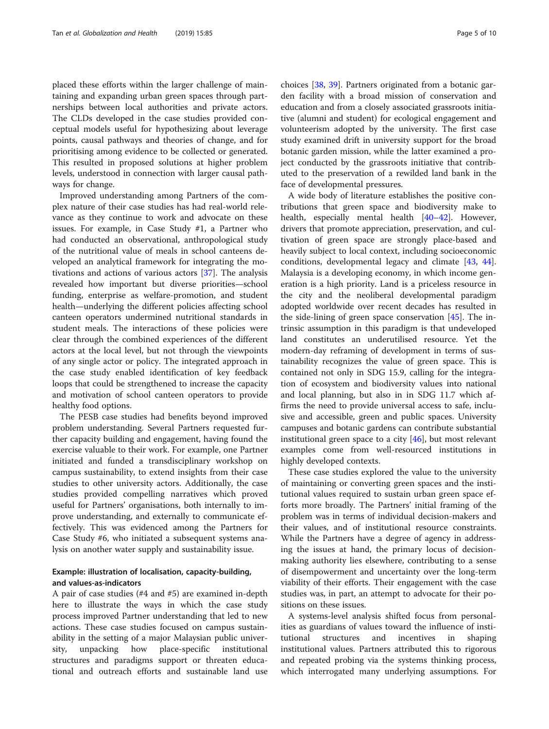placed these efforts within the larger challenge of maintaining and expanding urban green spaces through partnerships between local authorities and private actors. The CLDs developed in the case studies provided conceptual models useful for hypothesizing about leverage points, causal pathways and theories of change, and for prioritising among evidence to be collected or generated. This resulted in proposed solutions at higher problem levels, understood in connection with larger causal pathways for change.

Improved understanding among Partners of the complex nature of their case studies has had real-world relevance as they continue to work and advocate on these issues. For example, in Case Study #1, a Partner who had conducted an observational, anthropological study of the nutritional value of meals in school canteens developed an analytical framework for integrating the motivations and actions of various actors [37]. The analysis revealed how important but diverse priorities—school funding, enterprise as welfare-promotion, and student health—underlying the different policies affecting school canteen operators undermined nutritional standards in student meals. The interactions of these policies were clear through the combined experiences of the different actors at the local level, but not through the viewpoints of any single actor or policy. The integrated approach in the case study enabled identification of key feedback loops that could be strengthened to increase the capacity and motivation of school canteen operators to provide healthy food options.

The PESB case studies had benefits beyond improved problem understanding. Several Partners requested further capacity building and engagement, having found the exercise valuable to their work. For example, one Partner initiated and funded a transdisciplinary workshop on campus sustainability, to extend insights from their case studies to other university actors. Additionally, the case studies provided compelling narratives which proved useful for Partners' organisations, both internally to improve understanding, and externally to communicate effectively. This was evidenced among the Partners for Case Study #6, who initiated a subsequent systems analysis on another water supply and sustainability issue.

### Example: illustration of localisation, capacity-building, and values-as-indicators

A pair of case studies (#4 and #5) are examined in-depth here to illustrate the ways in which the case study process improved Partner understanding that led to new actions. These case studies focused on campus sustainability in the setting of a major Malaysian public university, unpacking how place-specific institutional structures and paradigms support or threaten educational and outreach efforts and sustainable land use choices [38, 39]. Partners originated from a botanic garden facility with a broad mission of conservation and education and from a closely associated grassroots initiative (alumni and student) for ecological engagement and volunteerism adopted by the university. The first case study examined drift in university support for the broad botanic garden mission, while the latter examined a project conducted by the grassroots initiative that contributed to the preservation of a rewilded land bank in the face of developmental pressures.

A wide body of literature establishes the positive contributions that green space and biodiversity make to health, especially mental health [40–42]. However, drivers that promote appreciation, preservation, and cultivation of green space are strongly place-based and heavily subject to local context, including socioeconomic conditions, developmental legacy and climate [43, 44]. Malaysia is a developing economy, in which income generation is a high priority. Land is a priceless resource in the city and the neoliberal developmental paradigm adopted worldwide over recent decades has resulted in the side-lining of green space conservation [45]. The intrinsic assumption in this paradigm is that undeveloped land constitutes an underutilised resource. Yet the modern-day reframing of development in terms of sustainability recognizes the value of green space. This is contained not only in SDG 15.9, calling for the integration of ecosystem and biodiversity values into national and local planning, but also in in SDG 11.7 which affirms the need to provide universal access to safe, inclusive and accessible, green and public spaces. University campuses and botanic gardens can contribute substantial institutional green space to a city [46], but most relevant examples come from well-resourced institutions in highly developed contexts.

These case studies explored the value to the university of maintaining or converting green spaces and the institutional values required to sustain urban green space efforts more broadly. The Partners' initial framing of the problem was in terms of individual decision-makers and their values, and of institutional resource constraints. While the Partners have a degree of agency in addressing the issues at hand, the primary locus of decision-making authority lies elsewhere, contributing to a sense of disempowerment and uncertainty over the long-term viability of their efforts. Their engagement with the case studies was, in part, an attempt to advocate for their positions on these issues.

A systems-level analysis shifted focus from personalities as guardians of values toward the influence of institutional structures and incentives in shaping institutional values. Partners attributed this to rigorous and repeated probing via the systems thinking process, which interrogated many underlying assumptions. For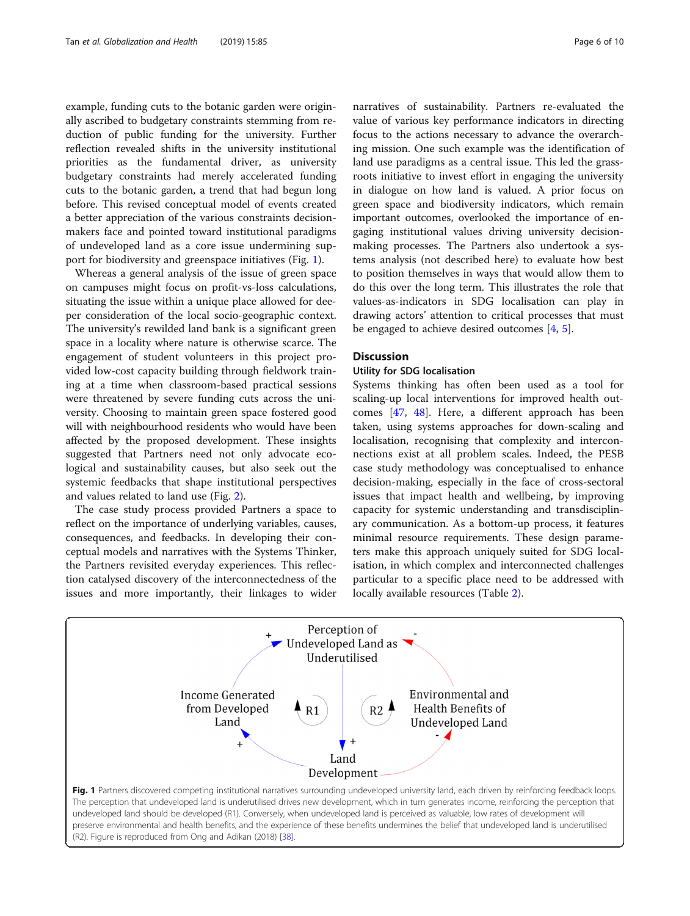example, funding cuts to the botanic garden were originally ascribed to budgetary constraints stemming from reduction of public funding for the university. Further reflection revealed shifts in the university institutional priorities as the fundamental driver, as university budgetary constraints had merely accelerated funding cuts to the botanic garden, a trend that had begun long before. This revised conceptual model of events created a better appreciation of the various constraints decision-makers face and pointed toward institutional paradigms of undeveloped land as a core issue undermining support for biodiversity and greenspace initiatives (Fig. 1).

Whereas a general analysis of the issue of green space on campuses might focus on profit-vs-loss calculations, situating the issue within a unique place allowed for deeper consideration of the local socio-geographic context. The university's rewilded land bank is a significant green space in a locality where nature is otherwise scarce. The engagement of student volunteers in this project provided low-cost capacity building through fieldwork training at a time when classroom-based practical sessions were threatened by severe funding cuts across the university. Choosing to maintain green space fostered good will with neighbourhood residents who would have been affected by the proposed development. These insights suggested that Partners need not only advocate ecological and sustainability causes, but also seek out the systemic feedbacks that shape institutional perspectives and values related to land use (Fig. 2).

The case study process provided Partners a space to reflect on the importance of underlying variables, causes, consequences, and feedbacks. In developing their conceptual models and narratives with the Systems Thinker, the Partners revisited everyday experiences. This reflection catalysed discovery of the interconnectedness of the issues and more importantly, their linkages to wider narratives of sustainability. Partners re-evaluated the value of various key performance indicators in directing focus to the actions necessary to advance the overarching mission. One such example was the identification of land use paradigms as a central issue. This led the grassroots initiative to invest effort in engaging the university in dialogue on how land is valued. A prior focus on green space and biodiversity indicators, which remain important outcomes, overlooked the importance of engaging institutional values driving university decision-making processes. The Partners also undertook a systems analysis (not described here) to evaluate how best to position themselves in ways that would allow them to do this over the long term. This illustrates the role that values-as-indicators in SDG localisation can play in drawing actors' attention to critical processes that must be engaged to achieve desired outcomes [4, 5].

## Discussion

### Utility for SDG localisation

Systems thinking has often been used as a tool for scaling-up local interventions for improved health outcomes [47, 48]. Here, a different approach has been taken, using systems approaches for down-scaling and localisation, recognising that complexity and interconnections exist at all problem scales. Indeed, the PESB case study methodology was conceptualised to enhance decision-making, especially in the face of cross-sectoral issues that impact health and wellbeing, by improving capacity for systemic understanding and transdisciplinary communication. As a bottom-up process, it features minimal resource requirements. These design parameters make this approach uniquely suited for SDG localisation, in which complex and interconnected challenges particular to a specific place need to be addressed with locally available resources (Table 2).

**Fig. 1** Partners discovered competing institutional narratives surrounding undeveloped university land, each driven by reinforcing feedback loops. The perception that undeveloped land is underutilised drives new development, which in turn generates income, reinforcing the perception that undeveloped land should be developed (R1). Conversely, when undeveloped land is perceived as valuable, low rates of development will preserve environmental and health benefits, and the experience of these benefits undermines the belief that undeveloped land is underutilised (R2). Figure is reproduced from Ong and Adikan (2018) [38].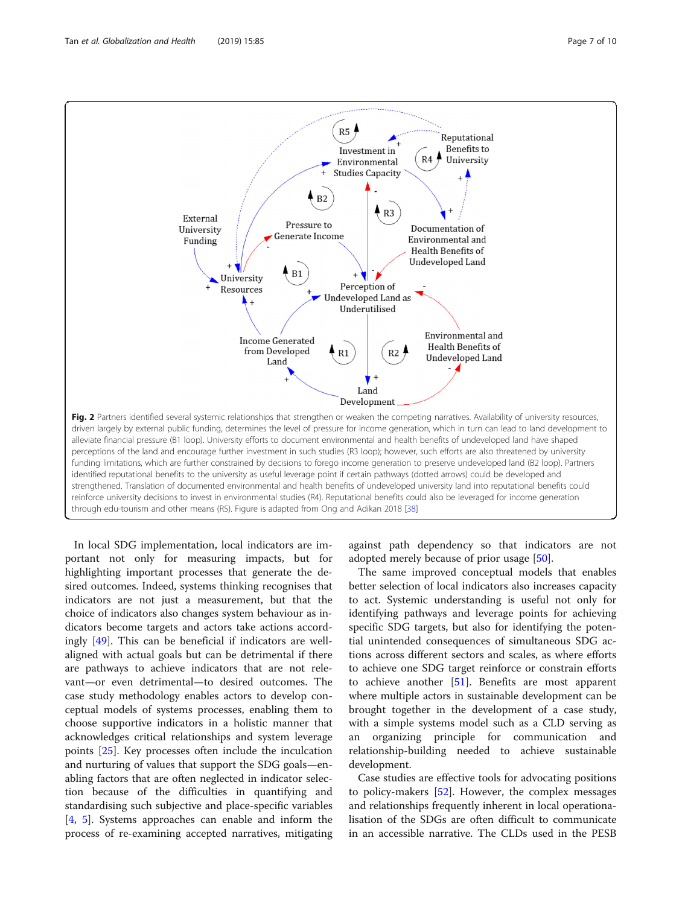**Fig. 2** Partners identified several systemic relationships that strengthen or weaken the competing narratives. Availability of university resources, driven largely by external public funding, determines the level of pressure for income generation, which in turn can lead to land development to alleviate financial pressure (B1 loop). University efforts to document environmental and health benefits of undeveloped land have shaped perceptions of the land and encourage further investment in such studies (R3 loop); however, such efforts are also threatened by university funding limitations, which are further constrained by decisions to forego income generation to preserve undeveloped land (B2 loop). Partners identified reputational benefits to the university as useful leverage point if certain pathways (dotted arrows) could be developed and strengthened. Translation of documented environmental and health benefits of undeveloped university land into reputational benefits could reinforce university decisions to invest in environmental studies (R4). Reputational benefits could also be leveraged for income generation through edu-tourism and other means (R5). Figure is adapted from Ong and Adikan 2018 [38]

In local SDG implementation, local indicators are important not only for measuring impacts, but for highlighting important processes that generate the desired outcomes. Indeed, systems thinking recognises that indicators are not just a measurement, but that the choice of indicators also changes system behaviour as indicators become targets and actors take actions accordingly [49]. This can be beneficial if indicators are well-aligned with actual goals but can be detrimental if there are pathways to achieve indicators that are not relevant—or even detrimental—to desired outcomes. The case study methodology enables actors to develop conceptual models of systems processes, enabling them to choose supportive indicators in a holistic manner that acknowledges critical relationships and system leverage points [25]. Key processes often include the inculcation and nurturing of values that support the SDG goals—enabling factors that are often neglected in indicator selection because of the difficulties in quantifying and standardising such subjective and place-specific variables [4, 5]. Systems approaches can enable and inform the process of re-examining accepted narratives, mitigating against path dependency so that indicators are not adopted merely because of prior usage [50].

The same improved conceptual models that enables better selection of local indicators also increases capacity to act. Systemic understanding is useful not only for identifying pathways and leverage points for achieving specific SDG targets, but also for identifying the potential unintended consequences of simultaneous SDG actions across different sectors and scales, as where efforts to achieve one SDG target reinforce or constrain efforts to achieve another [51]. Benefits are most apparent where multiple actors in sustainable development can be brought together in the development of a case study, with a simple systems model such as a CLD serving as an organizing principle for communication and relationship-building needed to achieve sustainable development.

Case studies are effective tools for advocating positions to policy-makers [52]. However, the complex messages and relationships frequently inherent in local operationalisation of the SDGs are often difficult to communicate in an accessible narrative. The CLDs used in the PESB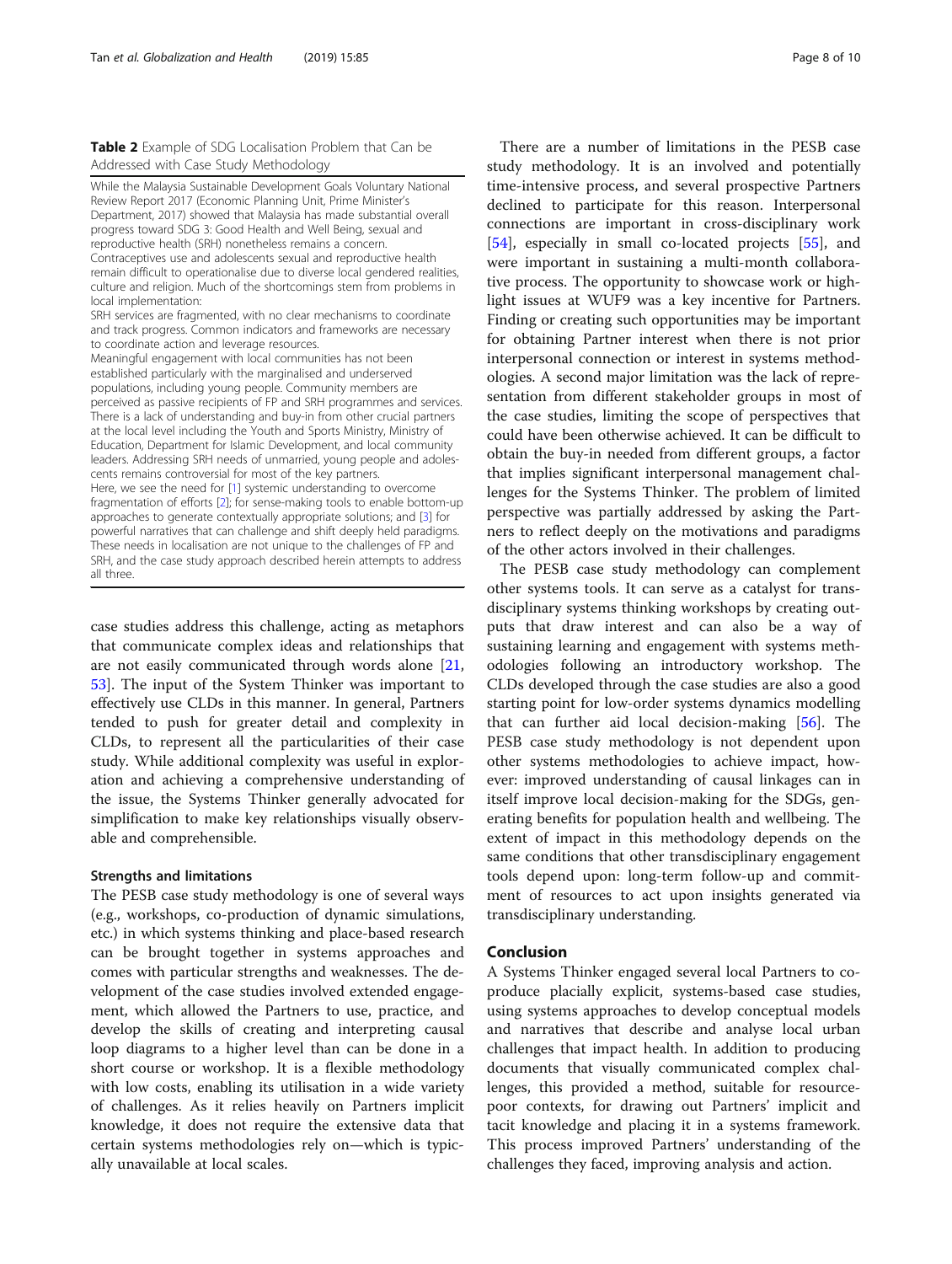**Table 2** Example of SDG Localisation Problem that Can be Addressed with Case Study Methodology

While the Malaysia Sustainable Development Goals Voluntary National Review Report 2017 (Economic Planning Unit, Prime Minister's Department, 2017) showed that Malaysia has made substantial overall progress toward SDG 3: Good Health and Well Being, sexual and reproductive health (SRH) nonetheless remains a concern. Contraceptives use and adolescents sexual and reproductive health remain difficult to operationalise due to diverse local gendered realities, culture and religion. Much of the shortcomings stem from problems in local implementation:

SRH services are fragmented, with no clear mechanisms to coordinate and track progress. Common indicators and frameworks are necessary to coordinate action and leverage resources.

Meaningful engagement with local communities has not been established particularly with the marginalised and underserved populations, including young people. Community members are perceived as passive recipients of FP and SRH programmes and services. There is a lack of understanding and buy-in from other crucial partners at the local level including the Youth and Sports Ministry, Ministry of Education, Department for Islamic Development, and local community leaders. Addressing SRH needs of unmarried, young people and adolescents remains controversial for most of the key partners.

Here, we see the need for [1] systemic understanding to overcome fragmentation of efforts [2]; for sense-making tools to enable bottom-up approaches to generate contextually appropriate solutions; and [3] for powerful narratives that can challenge and shift deeply held paradigms. These needs in localisation are not unique to the challenges of FP and SRH, and the case study approach described herein attempts to address all three.

case studies address this challenge, acting as metaphors that communicate complex ideas and relationships that are not easily communicated through words alone [21, 53]. The input of the System Thinker was important to effectively use CLDs in this manner. In general, Partners tended to push for greater detail and complexity in CLDs, to represent all the particularities of their case study. While additional complexity was useful in exploration and achieving a comprehensive understanding of the issue, the Systems Thinker generally advocated for simplification to make key relationships visually observable and comprehensible.

### Strengths and limitations

The PESB case study methodology is one of several ways (e.g., workshops, co-production of dynamic simulations, etc.) in which systems thinking and place-based research can be brought together in systems approaches and comes with particular strengths and weaknesses. The development of the case studies involved extended engagement, which allowed the Partners to use, practice, and develop the skills of creating and interpreting causal loop diagrams to a higher level than can be done in a short course or workshop. It is a flexible methodology with low costs, enabling its utilisation in a wide variety of challenges. As it relies heavily on Partners implicit knowledge, it does not require the extensive data that certain systems methodologies rely on—which is typically unavailable at local scales.

There are a number of limitations in the PESB case study methodology. It is an involved and potentially time-intensive process, and several prospective Partners declined to participate for this reason. Interpersonal connections are important in cross-disciplinary work [54], especially in small co-located projects [55], and were important in sustaining a multi-month collaborative process. The opportunity to showcase work or highlight issues at WUF9 was a key incentive for Partners. Finding or creating such opportunities may be important for obtaining Partner interest when there is not prior interpersonal connection or interest in systems methodologies. A second major limitation was the lack of representation from different stakeholder groups in most of the case studies, limiting the scope of perspectives that could have been otherwise achieved. It can be difficult to obtain the buy-in needed from different groups, a factor that implies significant interpersonal management challenges for the Systems Thinker. The problem of limited perspective was partially addressed by asking the Partners to reflect deeply on the motivations and paradigms of the other actors involved in their challenges.

The PESB case study methodology can complement other systems tools. It can serve as a catalyst for transdisciplinary systems thinking workshops by creating outputs that draw interest and can also be a way of sustaining learning and engagement with systems methodologies following an introductory workshop. The CLDs developed through the case studies are also a good starting point for low-order systems dynamics modelling that can further aid local decision-making [56]. The PESB case study methodology is not dependent upon other systems methodologies to achieve impact, however: improved understanding of causal linkages can in itself improve local decision-making for the SDGs, generating benefits for population health and wellbeing. The extent of impact in this methodology depends on the same conditions that other transdisciplinary engagement tools depend upon: long-term follow-up and commitment of resources to act upon insights generated via transdisciplinary understanding.

## Conclusion

A Systems Thinker engaged several local Partners to co-produce placially explicit, systems-based case studies, using systems approaches to develop conceptual models and narratives that describe and analyse local urban challenges that impact health. In addition to producing documents that visually communicated complex challenges, this provided a method, suitable for resource-poor contexts, for drawing out Partners' implicit and tacit knowledge and placing it in a systems framework. This process improved Partners' understanding of the challenges they faced, improving analysis and action.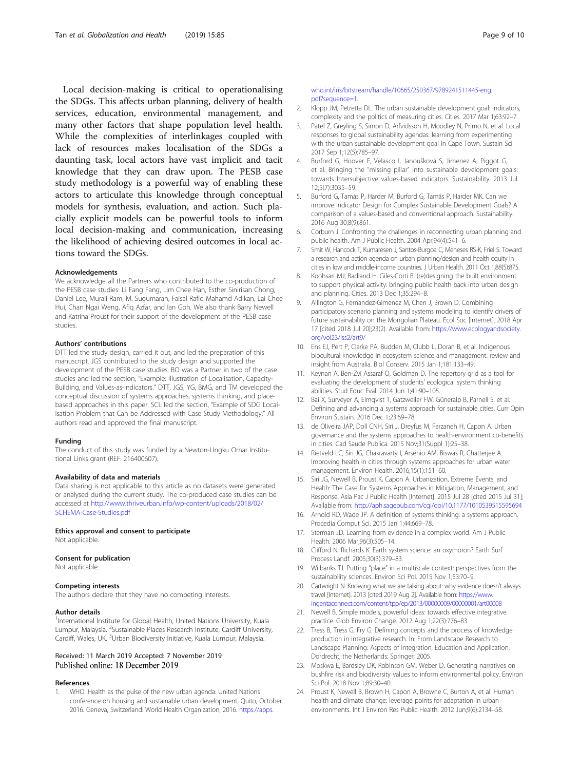Local decision-making is critical to operationalising the SDGs. This affects urban planning, delivery of health services, education, environmental management, and many other factors that shape population level health. While the complexities of interlinkages coupled with lack of resources makes localisation of the SDGs a daunting task, local actors have vast implicit and tacit knowledge that they can draw upon. The PESB case study methodology is a powerful way of enabling these actors to articulate this knowledge through conceptual models for synthesis, evaluation, and action. Such placially explicit models can be powerful tools to inform local decision-making and communication, increasing the likelihood of achieving desired outcomes in local actions toward the SDGs.

#### Acknowledgements

We acknowledge all the Partners who contributed to the co-production of the PESB case studies: Li Fang Fang, Lim Chee Han, Esther Sinirisan Chong, Daniel Lee, Murali Ram, M. Sugumaran, Faisal Rafiq Mahamd Adikan, Lai Chee Hui, Chan Ngai Weng, Afiq Azfar, and Ian Goh. We also thank Barry Newell and Katrina Proust for their support of the development of the PESB case studies.

#### Authors' contributions

DTT led the study design, carried it out, and led the preparation of this manuscript. JGS contributed to the study design and supported the development of the PESB case studies. BO was a Partner in two of the case studies and led the section, "Example: Illustration of Localisation, Capacity-Building, and Values-as-Indicators." DTT, JGS, YG, BMG, and TM developed the conceptual discussion of systems approaches, systems thinking, and place-based approaches in this paper. SCL led the section, "Example of SDG Localisation Problem that Can be Addressed with Case Study Methodology." All authors read and approved the final manuscript.

#### Funding

The conduct of this study was funded by a Newton-Ungku Omar Institutional Links grant (REF: 216400607).

#### Availability of data and materials

Data sharing is not applicable to this article as no datasets were generated or analysed during the current study. The co-produced case studies can be accessed at http://www.thriveurban.info/wp-content/uploads/2018/02/SCHEMA-Case-Studies.pdf

#### Ethics approval and consent to participate

Not applicable.

#### Consent for publication

Not applicable.

#### Competing interests

The authors declare that they have no competing interests.

#### Author details

[1]International Institute for Global Health, United Nations University, Kuala Lumpur, Malaysia. [2]Sustainable Places Research Institute, Cardiff University, Cardiff, Wales, UK. [3]Urban Biodiversity Initiative, Kuala Lumpur, Malaysia.

Received: 11 March 2019 Accepted: 7 November 2019
Published online: 18 December 2019

#### References

1. WHO. Health as the pulse of the new urban agenda: United Nations conference on housing and sustainable urban development, Quito, October 2016. Geneva, Switzerland: World Health Organization; 2016. https://apps.who.int/iris/bitstream/handle/10665/250367/9789241511445-eng.pdf?sequence=1.
2. Klopp JM, Petretta DL. The urban sustainable development goal: indicators, complexity and the politics of measuring cities. Cities. 2017 Mar 1;63:92–7.
3. Patel Z, Greyling S, Simon D, Arfvidsson H, Moodley N, Primo N, et al. Local responses to global sustainability agendas: learning from experimenting with the urban sustainable development goal in Cape Town. Sustain Sci. 2017 Sep 1;12(5):785–97.
4. Burford G, Hoover E, Velasco I, Janoušková S, Jimenez A, Piggot G, et al. Bringing the "missing pillar" into sustainable development goals: towards Intersubjective values-based indicators. Sustainability. 2013 Jul 12;5(7):3035–59.
5. Burford G, Tamás P, Harder M, Burford G, Tamás P, Harder MK. Can we improve Indicator Design for Complex Sustainable Development Goals? A comparison of a values-based and conventional approach. Sustainability. 2016 Aug 30;8(9):861.
6. Corburn J. Confronting the challenges in reconnecting urban planning and public health. Am J Public Health. 2004 Apr;94(4):541–6.
7. Smit W, Hancock T, Kumaresen J, Santos-Burgoa C, Meneses RS-K, Friel S. Toward a research and action agenda on urban planning/design and health equity in cities in low and middle-income countries. J Urban Health. 2011 Oct 1;88(5):875.
8. Koohsari MJ, Badland H, Giles-Corti B. (re)designing the built environment to support physical activity: bringing public health back into urban design and planning. Cities. 2013 Dec 1;35:294–8.
9. Allington G, Fernandez-Gimenez M, Chen J, Brown D. Combining participatory scenario planning and systems modeling to identify drivers of future sustainability on the Mongolian Plateau. Ecol Soc [Internet]. 2018 Apr 17 [cited 2018 Jul 20];23(2). Available from: https://www.ecologyandsociety.org/vol23/iss2/art9/
10. Ens EJ, Pert P, Clarke PA, Budden M, Clubb L, Doran B, et al. Indigenous biocultural knowledge in ecosystem science and management: review and insight from Australia. Biol Conserv. 2015 Jan 1;181:133–49.
11. Keynan A, Ben-Zvi Assaraf O, Goldman D. The repertory grid as a tool for evaluating the development of students' ecological system thinking abilities. Stud Educ Eval. 2014 Jun 1;41:90–105.
12. Bai X, Surveyer A, Elmqvist T, Gatzweiler FW, Güneralp B, Parnell S, et al. Defining and advancing a systems approach for sustainable cities. Curr Opin Environ Sustain. 2016 Dec 1;23:69–78.
13. de Oliveira JAP, Doll CNH, Siri J, Dreyfus M, Farzaneh H, Capon A. Urban governance and the systems approaches to health-environment co-benefits in cities. Cad Saude Publica. 2015 Nov;31(Suppl 1):25–38.
14. Rietveld LC, Siri JG, Chakravarty I, Arsénio AM, Biswas R, Chatterjee A. Improving health in cities through systems approaches for urban water management. Environ Health. 2016;15(1):151–60.
15. Siri JG, Newell B, Proust K, Capon A. Urbanization, Extreme Events, and Health: The Case for Systems Approaches in Mitigation, Management, and Response. Asia Pac J Public Health [Internet]. 2015 Jul 28 [cited 2015 Jul 31]; Available from: http://aph.sagepub.com/cgi/doi/10.1177/1010539515595694
16. Arnold RD, Wade JP. A definition of systems thinking: a systems approach. Procedia Comput Sci. 2015 Jan 1;44:669–78.
17. Sterman JD. Learning from evidence in a complex world. Am J Public Health. 2006 Mar;96(3):505–14.
18. Clifford N, Richards K. Earth system science: an oxymoron? Earth Surf Process Landf. 2005;30(3):379–83.
19. Wilbanks TJ. Putting "place" in a multiscale context: perspectives from the sustainability sciences. Environ Sci Pol. 2015 Nov 1;53:70–9.
20. Cartwright N. Knowing what we are talking about: why evidence doesn't always travel [Internet]. 2013 [cited 2019 Aug 2]. Available from: https://www.ingentaconnect.com/content/tpp/ep/2013/00000009/00000001/art00008
21. Newell B. Simple models, powerful ideas: towards effective integrative practice. Glob Environ Change. 2012 Aug 1;22(3):776–83.
22. Tress B, Tress G, Fry G. Defining concepts and the process of knowledge production in integrative research. In: From Landscape Research to Landscape Planning: Aspects of Integration, Education and Application. Dordrecht, the Netherlands: Springer; 2005.
23. Moskwa E, Bardsley DK, Robinson GM, Weber D. Generating narratives on bushfire risk and biodiversity values to inform environmental policy. Environ Sci Pol. 2018 Nov 1;89:30–40.
24. Proust K, Newell B, Brown H, Capon A, Browne C, Burton A, et al. Human health and climate change: leverage points for adaptation in urban environments. Int J Environ Res Public Health. 2012 Jun;9(6):2134–58.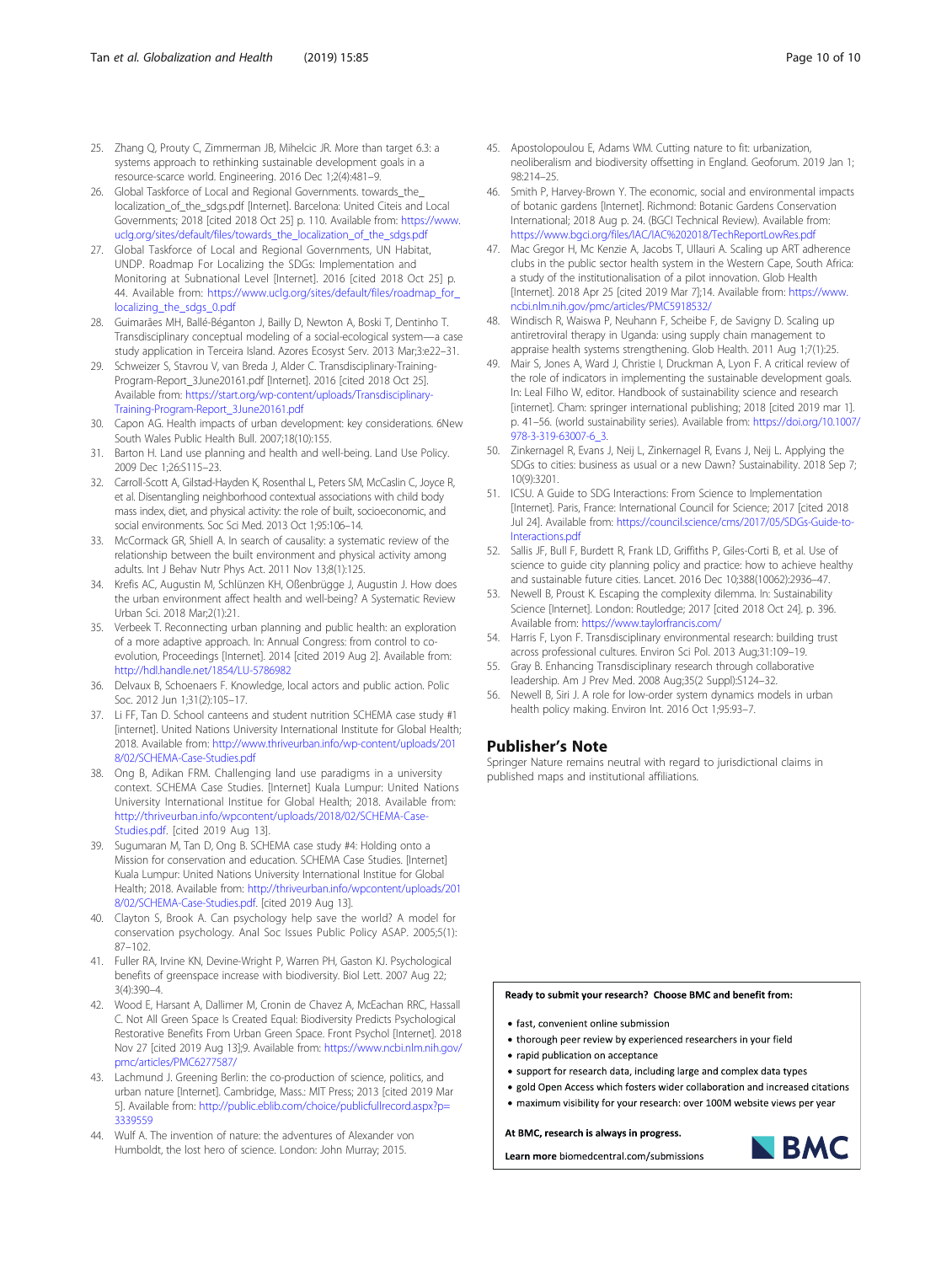25. Zhang Q, Prouty C, Zimmerman JB, Mihelcic JR. More than target 6.3: a systems approach to rethinking sustainable development goals in a resource-scarce world. Engineering. 2016 Dec 1;2(4):481–9.
26. Global Taskforce of Local and Regional Governments. towards_the_localization_of_the_sdgs.pdf [Internet]. Barcelona: United Citeis and Local Governments; 2018 [cited 2018 Oct 25] p. 110. Available from: https://www.uclg.org/sites/default/files/towards_the_localization_of_the_sdgs.pdf
27. Global Taskforce of Local and Regional Governments, UN Habitat, UNDP. Roadmap For Localizing the SDGs: Implementation and Monitoring at Subnational Level [Internet]. 2016 [cited 2018 Oct 25] p. 44. Available from: https://www.uclg.org/sites/default/files/roadmap_for_localizing_the_sdgs_0.pdf
28. Guimarães MH, Ballé-Béganton J, Bailly D, Newton A, Boski T, Dentinho T. Transdisciplinary conceptual modeling of a social-ecological system—a case study application in Terceira Island. Azores Ecosyst Serv. 2013 Mar;3:e22–31.
29. Schweizer S, Stavrou V, van Breda J, Alder C. Transdisciplinary-Training-Program-Report_3June20161.pdf [Internet]. 2016 [cited 2018 Oct 25]. Available from: https://start.org/wp-content/uploads/Transdisciplinary-Training-Program-Report_3June20161.pdf
30. Capon AG. Health impacts of urban development: key considerations. 6New South Wales Public Health Bull. 2007;18(10):155.
31. Barton H. Land use planning and health and well-being. Land Use Policy. 2009 Dec 1;26:S115–23.
32. Carroll-Scott A, Gilstad-Hayden K, Rosenthal L, Peters SM, McCaslin C, Joyce R, et al. Disentangling neighborhood contextual associations with child body mass index, diet, and physical activity: the role of built, socioeconomic, and social environments. Soc Sci Med. 2013 Oct 1;95:106–14.
33. McCormack GR, Shiell A. In search of causality: a systematic review of the relationship between the built environment and physical activity among adults. Int J Behav Nutr Phys Act. 2011 Nov 13;8(1):125.
34. Krefis AC, Augustin M, Schlünzen KH, Oßenbrügge J, Augustin J. How does the urban environment affect health and well-being? A Systematic Review Urban Sci. 2018 Mar;2(1):21.
35. Verbeek T. Reconnecting urban planning and public health: an exploration of a more adaptive approach. In: Annual Congress: from control to co-evolution, Proceedings [Internet]. 2014 [cited 2019 Aug 2]. Available from: http://hdl.handle.net/1854/LU-5786982
36. Delvaux B, Schoenaers F. Knowledge, local actors and public action. Polic Soc. 2012 Jun 1;31(2):105–17.
37. Li FF, Tan D. School canteens and student nutrition SCHEMA case study #1 [internet]. United Nations University International Institute for Global Health; 2018. Available from: http://www.thriveurban.info/wp-content/uploads/2018/02/SCHEMA-Case-Studies.pdf
38. Ong B, Adikan FRM. Challenging land use paradigms in a university context. SCHEMA Case Studies. [Internet] Kuala Lumpur: United Nations University International Institue for Global Health; 2018. Available from: http://thriveurban.info/wpcontent/uploads/2018/02/SCHEMA-Case-Studies.pdf. [cited 2019 Aug 13].
39. Sugumaran M, Tan D, Ong B. SCHEMA case study #4: Holding onto a Mission for conservation and education. SCHEMA Case Studies. [Internet] Kuala Lumpur: United Nations University International Institue for Global Health; 2018. Available from: http://thriveurban.info/wpcontent/uploads/2018/02/SCHEMA-Case-Studies.pdf. [cited 2019 Aug 13].
40. Clayton S, Brook A. Can psychology help save the world? A model for conservation psychology. Anal Soc Issues Public Policy ASAP. 2005;5(1):87–102.
41. Fuller RA, Irvine KN, Devine-Wright P, Warren PH, Gaston KJ. Psychological benefits of greenspace increase with biodiversity. Biol Lett. 2007 Aug 22;3(4):390–4.
42. Wood E, Harsant A, Dallimer M, Cronin de Chavez A, McEachan RRC, Hassall C. Not All Green Space Is Created Equal: Biodiversity Predicts Psychological Restorative Benefits From Urban Green Space. Front Psychol [Internet]. 2018 Nov 27 [cited 2019 Aug 13];9. Available from: https://www.ncbi.nlm.nih.gov/pmc/articles/PMC6277587/
43. Lachmund J. Greening Berlin: the co-production of science, politics, and urban nature [Internet]. Cambridge, Mass.: MIT Press; 2013 [cited 2019 Mar 5]. Available from: http://public.eblib.com/choice/publicfullrecord.aspx?p=3339559
44. Wulf A. The invention of nature: the adventures of Alexander von Humboldt, the lost hero of science. London: John Murray; 2015.
45. Apostolopoulou E, Adams WM. Cutting nature to fit: urbanization, neoliberalism and biodiversity offsetting in England. Geoforum. 2019 Jan 1; 98:214–25.
46. Smith P, Harvey-Brown Y. The economic, social and environmental impacts of botanic gardens [Internet]. Richmond: Botanic Gardens Conservation International; 2018 Aug p. 24. (BGCI Technical Review). Available from: https://www.bgci.org/files/IAC/IAC%202018/TechReportLowRes.pdf
47. Mac Gregor H, Mc Kenzie A, Jacobs T, Ullauri A. Scaling up ART adherence clubs in the public sector health system in the Western Cape, South Africa: a study of the institutionalisation of a pilot innovation. Glob Health [Internet]. 2018 Apr 25 [cited 2019 Mar 7];14. Available from: https://www.ncbi.nlm.nih.gov/pmc/articles/PMC5918532/
48. Windisch R, Waiswa P, Neuhann F, Scheibe F, de Savigny D. Scaling up antiretroviral therapy in Uganda: using supply chain management to appraise health systems strengthening. Glob Health. 2011 Aug 1;7(1):25.
49. Mair S, Jones A, Ward J, Christie I, Druckman A, Lyon F. A critical review of the role of indicators in implementing the sustainable development goals. In: Leal Filho W, editor. Handbook of sustainability science and research [internet]. Cham: springer international publishing; 2018 [cited 2019 mar 1]. p. 41–56. (world sustainability series). Available from: https://doi.org/10.1007/978-3-319-63007-6_3.
50. Zinkernagel R, Evans J, Neij L, Zinkernagel R, Evans J, Neij L. Applying the SDGs to cities: business as usual or a new Dawn? Sustainability. 2018 Sep 7; 10(9):3201.
51. ICSU. A Guide to SDG Interactions: From Science to Implementation [Internet]. Paris, France: International Council for Science; 2017 [cited 2018 Jul 24]. Available from: https://council.science/cms/2017/05/SDGs-Guide-to-Interactions.pdf
52. Sallis JF, Bull F, Burdett R, Frank LD, Griffiths P, Giles-Corti B, et al. Use of science to guide city planning policy and practice: how to achieve healthy and sustainable future cities. Lancet. 2016 Dec 10;388(10062):2936–47.
53. Newell B, Proust K. Escaping the complexity dilemma. In: Sustainability Science [Internet]. London: Routledge; 2017 [cited 2018 Oct 24]. p. 396. Available from: https://www.taylorfrancis.com/
54. Harris F, Lyon F. Transdisciplinary environmental research: building trust across professional cultures. Environ Sci Pol. 2013 Aug;31:109–19.
55. Gray B. Enhancing Transdisciplinary research through collaborative leadership. Am J Prev Med. 2008 Aug;35(2 Suppl):S124–32.
56. Newell B, Siri J. A role for low-order system dynamics models in urban health policy making. Environ Int. 2016 Oct 1;95:93–7.

## Publisher's Note

Springer Nature remains neutral with regard to jurisdictional claims in published maps and institutional affiliations.

**Ready to submit your research? Choose BMC and benefit from:**

- fast, convenient online submission
- thorough peer review by experienced researchers in your field
- rapid publication on acceptance
- support for research data, including large and complex data types
- gold Open Access which fosters wider collaboration and increased citations
- maximum visibility for your research: over 100M website views per year

**At BMC, research is always in progress.**

**Learn more** biomedcentral.com/submissions

BMC